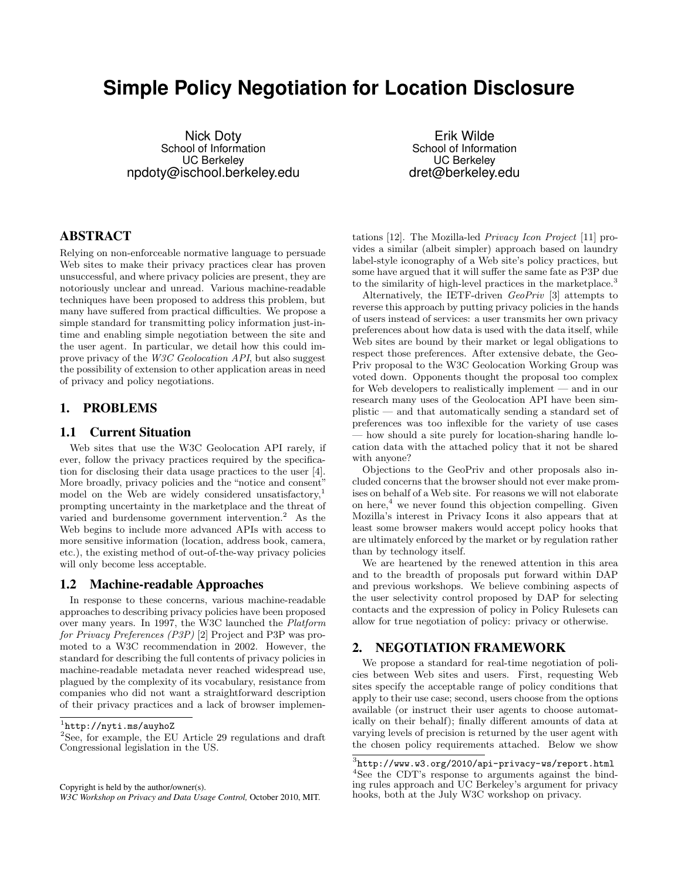# Simple Policy Negotiation for Location Disclosure

Nick Doty
School of Information
UC Berkeley
npdoty@ischool.berkeley.edu

Erik Wilde
School of Information
UC Berkeley
dret@berkeley.edu

## ABSTRACT

Relying on non-enforceable normative language to persuade Web sites to make their privacy practices clear has proven unsuccessful, and where privacy policies are present, they are notoriously unclear and unread. Various machine-readable techniques have been proposed to address this problem, but many have suffered from practical difficulties. We propose a simple standard for transmitting policy information just-in-time and enabling simple negotiation between the site and the user agent. In particular, we detail how this could improve privacy of the *W3C Geolocation API*, but also suggest the possibility of extension to other application areas in need of privacy and policy negotiations.

## 1. PROBLEMS

### 1.1 Current Situation

Web sites that use the W3C Geolocation API rarely, if ever, follow the privacy practices required by the specification for disclosing their data usage practices to the user [4]. More broadly, privacy policies and the "notice and consent" model on the Web are widely considered unsatisfactory,[1] prompting uncertainty in the marketplace and the threat of varied and burdensome government intervention.[2] As the Web begins to include more advanced APIs with access to more sensitive information (location, address book, camera, etc.), the existing method of out-of-the-way privacy policies will only become less acceptable.

### 1.2 Machine-readable Approaches

In response to these concerns, various machine-readable approaches to describing privacy policies have been proposed over many years. In 1997, the W3C launched the *Platform for Privacy Preferences (P3P)* [2] Project and P3P was promoted to a W3C recommendation in 2002. However, the standard for describing the full contents of privacy policies in machine-readable metadata never reached widespread use, plagued by the complexity of its vocabulary, resistance from companies who did not want a straightforward description of their privacy practices and a lack of browser implementations [12]. The Mozilla-led *Privacy Icon Project* [11] provides a similar (albeit simpler) approach based on laundry label-style iconography of a Web site's policy practices, but some have argued that it will suffer the same fate as P3P due to the similarity of high-level practices in the marketplace.[3]

Alternatively, the IETF-driven *GeoPriv* [3] attempts to reverse this approach by putting privacy policies in the hands of users instead of services: a user transmits her own privacy preferences about how data is used with the data itself, while Web sites are bound by their market or legal obligations to respect those preferences. After extensive debate, the GeoPriv proposal to the W3C Geolocation Working Group was voted down. Opponents thought the proposal too complex for Web developers to realistically implement — and in our research many uses of the Geolocation API have been simplistic — and that automatically sending a standard set of preferences was too inflexible for the variety of use cases — how should a site purely for location-sharing handle location data with the attached policy that it not be shared with anyone?

Objections to the GeoPriv and other proposals also included concerns that the browser should not ever make promises on behalf of a Web site. For reasons we will not elaborate on here,[4] we never found this objection compelling. Given Mozilla's interest in Privacy Icons it also appears that at least some browser makers would accept policy hooks that are ultimately enforced by the market or by regulation rather than by technology itself.

We are heartened by the renewed attention in this area and to the breadth of proposals put forward within DAP and previous workshops. We believe combining aspects of the user selectivity control proposed by DAP for selecting contacts and the expression of policy in Policy Rulesets can allow for true negotiation of policy: privacy or otherwise.

## 2. NEGOTIATION FRAMEWORK

We propose a standard for real-time negotiation of policies between Web sites and users. First, requesting Web sites specify the acceptable range of policy conditions that apply to their use case; second, users choose from the options available (or instruct their user agents to choose automatically on their behalf); finally different amounts of data at varying levels of precision is returned by the user agent with the chosen policy requirements attached. Below we show

---

[1] `http://nyti.ms/auyhoZ`

[2] See, for example, the EU Article 29 regulations and draft Congressional legislation in the US.

[3] `http://www.w3.org/2010/api-privacy-ws/report.html`

[4] See the CDT's response to arguments against the binding rules approach and UC Berkeley's argument for privacy hooks, both at the July W3C workshop on privacy.

Copyright is held by the author/owner(s).
*W3C Workshop on Privacy and Data Usage Control,* October 2010, MIT.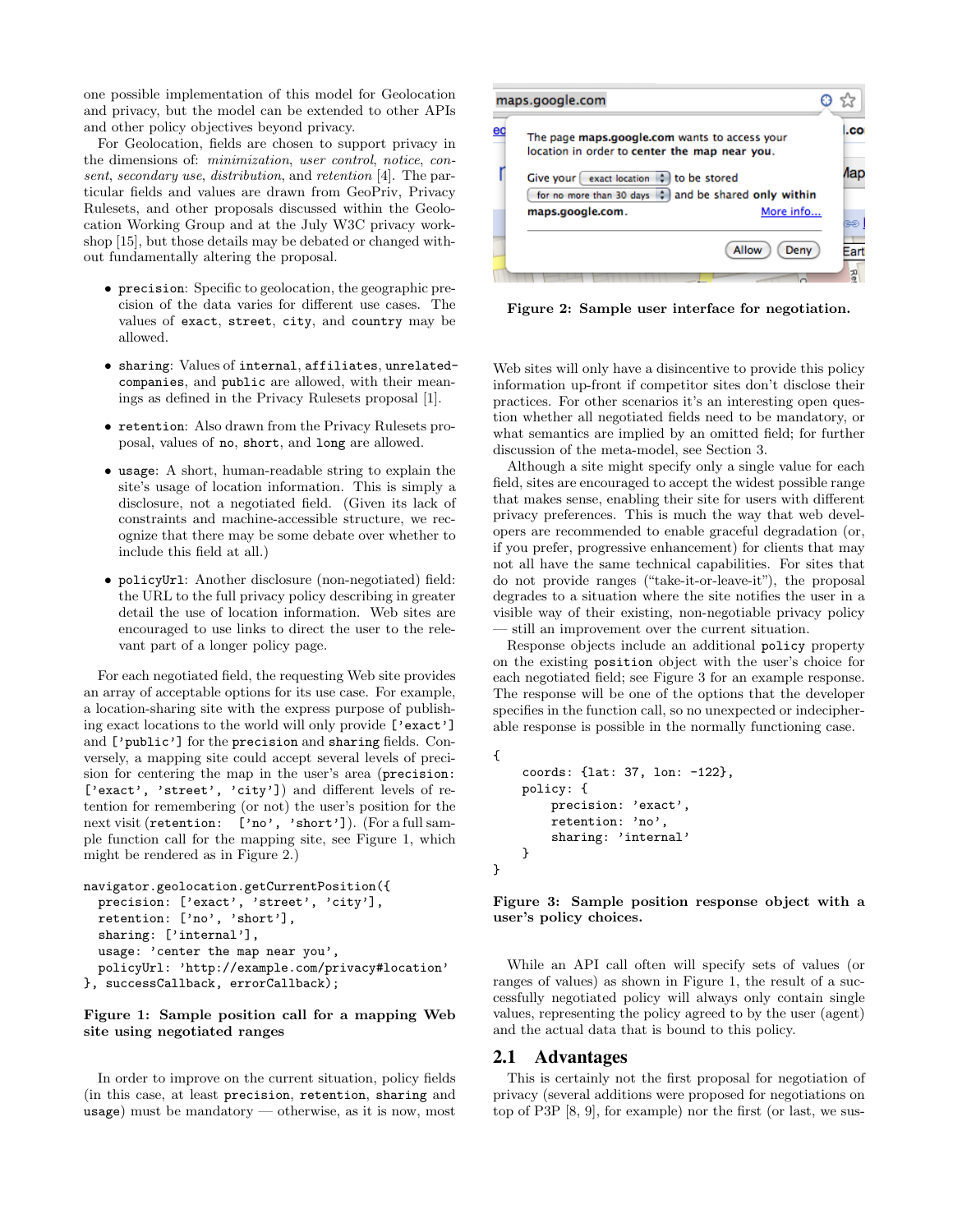one possible implementation of this model for Geolocation and privacy, but the model can be extended to other APIs and other policy objectives beyond privacy.

For Geolocation, fields are chosen to support privacy in the dimensions of: *minimization*, *user control*, *notice*, *consent*, *secondary use*, *distribution*, and *retention* [4]. The particular fields and values are drawn from GeoPriv, Privacy Rulesets, and other proposals discussed within the Geolocation Working Group and at the July W3C privacy workshop [15], but those details may be debated or changed without fundamentally altering the proposal.

- `precision`: Specific to geolocation, the geographic precision of the data varies for different use cases. The values of `exact`, `street`, `city`, and `country` may be allowed.
- `sharing`: Values of `internal`, `affiliates`, `unrelated-companies`, and `public` are allowed, with their meanings as defined in the Privacy Rulesets proposal [1].
- `retention`: Also drawn from the Privacy Rulesets proposal, values of `no`, `short`, and `long` are allowed.
- `usage`: A short, human-readable string to explain the site's usage of location information. This is simply a disclosure, not a negotiated field. (Given its lack of constraints and machine-accessible structure, we recognize that there may be some debate over whether to include this field at all.)
- `policyUrl`: Another disclosure (non-negotiated) field: the URL to the full privacy policy describing in greater detail the use of location information. Web sites are encouraged to use links to direct the user to the relevant part of a longer policy page.

For each negotiated field, the requesting Web site provides an array of acceptable options for its use case. For example, a location-sharing site with the express purpose of publishing exact locations to the world will only provide `['exact']` and `['public']` for the `precision` and `sharing` fields. Conversely, a mapping site could accept several levels of precision for centering the map in the user's area (`precision: ['exact', 'street', 'city']`) and different levels of retention for remembering (or not) the user's position for the next visit (`retention: ['no', 'short']`). (For a full sample function call for the mapping site, see Figure 1, which might be rendered as in Figure 2.)

```
navigator.geolocation.getCurrentPosition({
  precision: ['exact', 'street', 'city'],
  retention: ['no', 'short'],
  sharing: ['internal'],
  usage: 'center the map near you',
  policyUrl: 'http://example.com/privacy#location'
}, successCallback, errorCallback);
```

**Figure 1: Sample position call for a mapping Web site using negotiated ranges**

In order to improve on the current situation, policy fields (in this case, at least `precision`, `retention`, `sharing` and `usage`) must be mandatory — otherwise, as it is now, most Web sites will only have a disincentive to provide this policy information up-front if competitor sites don't disclose their practices. For other scenarios it's an interesting open question whether all negotiated fields need to be mandatory, or what semantics are implied by an omitted field; for further discussion of the meta-model, see Section 3.

**Figure 2: Sample user interface for negotiation.**

Although a site might specify only a single value for each field, sites are encouraged to accept the widest possible range that makes sense, enabling their site for users with different privacy preferences. This is much the way that web developers are recommended to enable graceful degradation (or, if you prefer, progressive enhancement) for clients that may not all have the same technical capabilities. For sites that do not provide ranges ("take-it-or-leave-it"), the proposal degrades to a situation where the site notifies the user in a visible way of their existing, non-negotiable privacy policy — still an improvement over the current situation.

Response objects include an additional `policy` property on the existing `position` object with the user's choice for each negotiated field; see Figure 3 for an example response. The response will be one of the options that the developer specifies in the function call, so no unexpected or indecipherable response is possible in the normally functioning case.

```
{
    coords: {lat: 37, lon: -122},
    policy: {
        precision: 'exact',
        retention: 'no',
        sharing: 'internal'
    }
}
```

**Figure 3: Sample position response object with a user's policy choices.**

While an API call often will specify sets of values (or ranges of values) as shown in Figure 1, the result of a successfully negotiated policy will always only contain single values, representing the policy agreed to by the user (agent) and the actual data that is bound to this policy.

## 2.1 Advantages

This is certainly not the first proposal for negotiation of privacy (several additions were proposed for negotiations on top of P3P [8, 9], for example) nor the first (or last, we sus-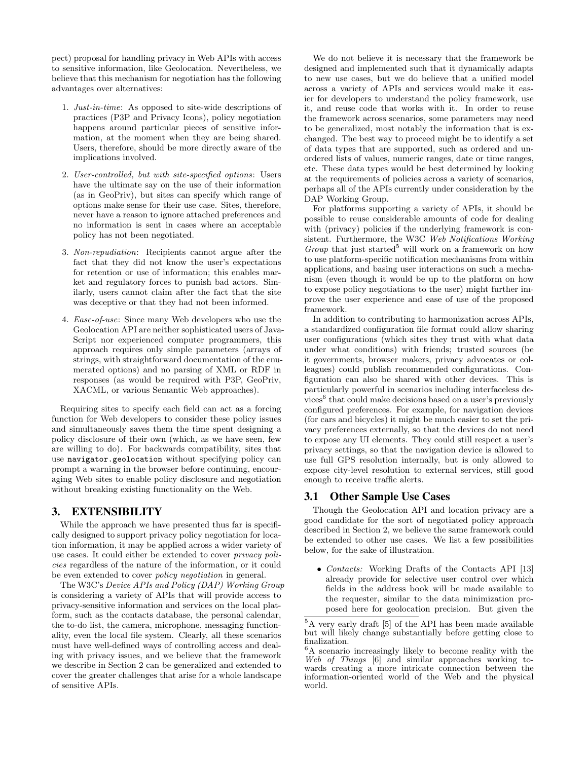pect) proposal for handling privacy in Web APIs with access to sensitive information, like Geolocation. Nevertheless, we believe that this mechanism for negotiation has the following advantages over alternatives:

1. *Just-in-time*: As opposed to site-wide descriptions of practices (P3P and Privacy Icons), policy negotiation happens around particular pieces of sensitive information, at the moment when they are being shared. Users, therefore, should be more directly aware of the implications involved.
2. *User-controlled, but with site-specified options*: Users have the ultimate say on the use of their information (as in GeoPriv), but sites can specify which range of options make sense for their use case. Sites, therefore, never have a reason to ignore attached preferences and no information is sent in cases where an acceptable policy has not been negotiated.
3. *Non-repudiation*: Recipients cannot argue after the fact that they did not know the user's expectations for retention or use of information; this enables market and regulatory forces to punish bad actors. Similarly, users cannot claim after the fact that the site was deceptive or that they had not been informed.
4. *Ease-of-use*: Since many Web developers who use the Geolocation API are neither sophisticated users of JavaScript nor experienced computer programmers, this approach requires only simple parameters (arrays of strings, with straightforward documentation of the enumerated options) and no parsing of XML or RDF in responses (as would be required with P3P, GeoPriv, XACML, or various Semantic Web approaches).

Requiring sites to specify each field can act as a forcing function for Web developers to consider these policy issues and simultaneously saves them the time spent designing a policy disclosure of their own (which, as we have seen, few are willing to do). For backwards compatibility, sites that use `navigator.geolocation` without specifying policy can prompt a warning in the browser before continuing, encouraging Web sites to enable policy disclosure and negotiation without breaking existing functionality on the Web.

## 3. EXTENSIBILITY

While the approach we have presented thus far is specifically designed to support privacy policy negotiation for location information, it may be applied across a wider variety of use cases. It could either be extended to cover *privacy policies* regardless of the nature of the information, or it could be even extended to cover *policy negotiation* in general.

The W3C's *Device APIs and Policy (DAP) Working Group* is considering a variety of APIs that will provide access to privacy-sensitive information and services on the local platform, such as the contacts database, the personal calendar, the to-do list, the camera, microphone, messaging functionality, even the local file system. Clearly, all these scenarios must have well-defined ways of controlling access and dealing with privacy issues, and we believe that the framework we describe in Section 2 can be generalized and extended to cover the greater challenges that arise for a whole landscape of sensitive APIs.

We do not believe it is necessary that the framework be designed and implemented such that it dynamically adapts to new use cases, but we do believe that a unified model across a variety of APIs and services would make it easier for developers to understand the policy framework, use it, and reuse code that works with it. In order to reuse the framework across scenarios, some parameters may need to be generalized, most notably the information that is exchanged. The best way to proceed might be to identify a set of data types that are supported, such as ordered and unordered lists of values, numeric ranges, date or time ranges, etc. These data types would be best determined by looking at the requirements of policies across a variety of scenarios, perhaps all of the APIs currently under consideration by the DAP Working Group.

For platforms supporting a variety of APIs, it should be possible to reuse considerable amounts of code for dealing with (privacy) policies if the underlying framework is consistent. Furthermore, the W3C *Web Notifications Working Group* that just started[5] will work on a framework on how to use platform-specific notification mechanisms from within applications, and basing user interactions on such a mechanism (even though it would be up to the platform on how to expose policy negotiations to the user) might further improve the user experience and ease of use of the proposed framework.

In addition to contributing to harmonization across APIs, a standardized configuration file format could allow sharing user configurations (which sites they trust with what data under what conditions) with friends; trusted sources (be it governments, browser makers, privacy advocates or colleagues) could publish recommended configurations. Configuration can also be shared with other devices. This is particularly powerful in scenarios including interfaceless devices[6] that could make decisions based on a user's previously configured preferences. For example, for navigation devices (for cars and bicycles) it might be much easier to set the privacy preferences externally, so that the devices do not need to expose any UI elements. They could still respect a user's privacy settings, so that the navigation device is allowed to use full GPS resolution internally, but is only allowed to expose city-level resolution to external services, still good enough to receive traffic alerts.

### 3.1 Other Sample Use Cases

Though the Geolocation API and location privacy are a good candidate for the sort of negotiated policy approach described in Section 2, we believe the same framework could be extended to other use cases. We list a few possibilities below, for the sake of illustration.

- *Contacts:* Working Drafts of the Contacts API [13] already provide for selective user control over which fields in the address book will be made available to the requester, similar to the data minimization proposed here for geolocation precision. But given the

[5] A very early draft [5] of the API has been made available but will likely change substantially before getting close to finalization.

[6] A scenario increasingly likely to become reality with the *Web of Things* [6] and similar approaches working towards creating a more intricate connection between the information-oriented world of the Web and the physical world.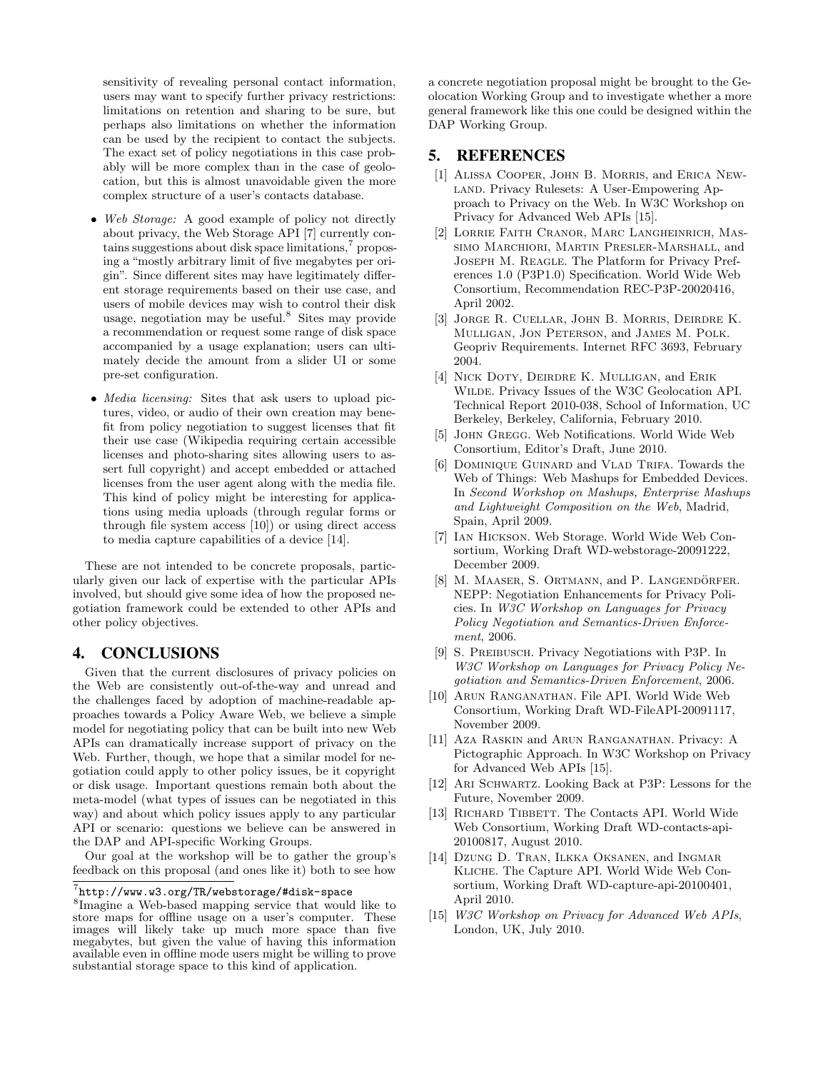sensitivity of revealing personal contact information, users may want to specify further privacy restrictions: limitations on retention and sharing to be sure, but perhaps also limitations on whether the information can be used by the recipient to contact the subjects. The exact set of policy negotiations in this case probably will be more complex than in the case of geolocation, but this is almost unavoidable given the more complex structure of a user's contacts database.

- *Web Storage:* A good example of policy not directly about privacy, the Web Storage API [7] currently contains suggestions about disk space limitations,[7] proposing a "mostly arbitrary limit of five megabytes per origin". Since different sites may have legitimately different storage requirements based on their use case, and users of mobile devices may wish to control their disk usage, negotiation may be useful.[8] Sites may provide a recommendation or request some range of disk space accompanied by a usage explanation; users can ultimately decide the amount from a slider UI or some pre-set configuration.
- *Media licensing:* Sites that ask users to upload pictures, video, or audio of their own creation may benefit from policy negotiation to suggest licenses that fit their use case (Wikipedia requiring certain accessible licenses and photo-sharing sites allowing users to assert full copyright) and accept embedded or attached licenses from the user agent along with the media file. This kind of policy might be interesting for applications using media uploads (through regular forms or through file system access [10]) or using direct access to media capture capabilities of a device [14].

These are not intended to be concrete proposals, particularly given our lack of expertise with the particular APIs involved, but should give some idea of how the proposed negotiation framework could be extended to other APIs and other policy objectives.

## 4. CONCLUSIONS

Given that the current disclosures of privacy policies on the Web are consistently out-of-the-way and unread and the challenges faced by adoption of machine-readable approaches towards a Policy Aware Web, we believe a simple model for negotiating policy that can be built into new Web APIs can dramatically increase support of privacy on the Web. Further, though, we hope that a similar model for negotiation could apply to other policy issues, be it copyright or disk usage. Important questions remain both about the meta-model (what types of issues can be negotiated in this way) and about which policy issues apply to any particular API or scenario: questions we believe can be answered in the DAP and API-specific Working Groups.

Our goal at the workshop will be to gather the group's feedback on this proposal (and ones like it) both to see how a concrete negotiation proposal might be brought to the Geolocation Working Group and to investigate whether a more general framework like this one could be designed within the DAP Working Group.

[7] `http://www.w3.org/TR/webstorage/#disk-space`

[8] Imagine a Web-based mapping service that would like to store maps for offline usage on a user's computer. These images will likely take up much more space than five megabytes, but given the value of having this information available even in offline mode users might be willing to prove substantial storage space to this kind of application.

## 5. REFERENCES

[1] Alissa Cooper, John B. Morris, and Erica Newland. Privacy Rulesets: A User-Empowering Approach to Privacy on the Web. In W3C Workshop on Privacy for Advanced Web APIs [15].

[2] Lorrie Faith Cranor, Marc Langheinrich, Massimo Marchiori, Martin Presler-Marshall, and Joseph M. Reagle. The Platform for Privacy Preferences 1.0 (P3P1.0) Specification. World Wide Web Consortium, Recommendation REC-P3P-20020416, April 2002.

[3] Jorge R. Cuellar, John B. Morris, Deirdre K. Mulligan, Jon Peterson, and James M. Polk. Geopriv Requirements. Internet RFC 3693, February 2004.

[4] Nick Doty, Deirdre K. Mulligan, and Erik Wilde. Privacy Issues of the W3C Geolocation API. Technical Report 2010-038, School of Information, UC Berkeley, Berkeley, California, February 2010.

[5] John Gregg. Web Notifications. World Wide Web Consortium, Editor's Draft, June 2010.

[6] Dominique Guinard and Vlad Trifa. Towards the Web of Things: Web Mashups for Embedded Devices. In *Second Workshop on Mashups, Enterprise Mashups and Lightweight Composition on the Web*, Madrid, Spain, April 2009.

[7] Ian Hickson. Web Storage. World Wide Web Consortium, Working Draft WD-webstorage-20091222, December 2009.

[8] M. Maaser, S. Ortmann, and P. Langendörfer. NEPP: Negotiation Enhancements for Privacy Policies. In *W3C Workshop on Languages for Privacy Policy Negotiation and Semantics-Driven Enforcement*, 2006.

[9] S. Preibusch. Privacy Negotiations with P3P. In *W3C Workshop on Languages for Privacy Policy Negotiation and Semantics-Driven Enforcement*, 2006.

[10] Arun Ranganathan. File API. World Wide Web Consortium, Working Draft WD-FileAPI-20091117, November 2009.

[11] Aza Raskin and Arun Ranganathan. Privacy: A Pictographic Approach. In W3C Workshop on Privacy for Advanced Web APIs [15].

[12] Ari Schwartz. Looking Back at P3P: Lessons for the Future, November 2009.

[13] Richard Tibbett. The Contacts API. World Wide Web Consortium, Working Draft WD-contacts-api-20100817, August 2010.

[14] Dzung D. Tran, Ilkka Oksanen, and Ingmar Kliche. The Capture API. World Wide Web Consortium, Working Draft WD-capture-api-20100401, April 2010.

[15] *W3C Workshop on Privacy for Advanced Web APIs*, London, UK, July 2010.